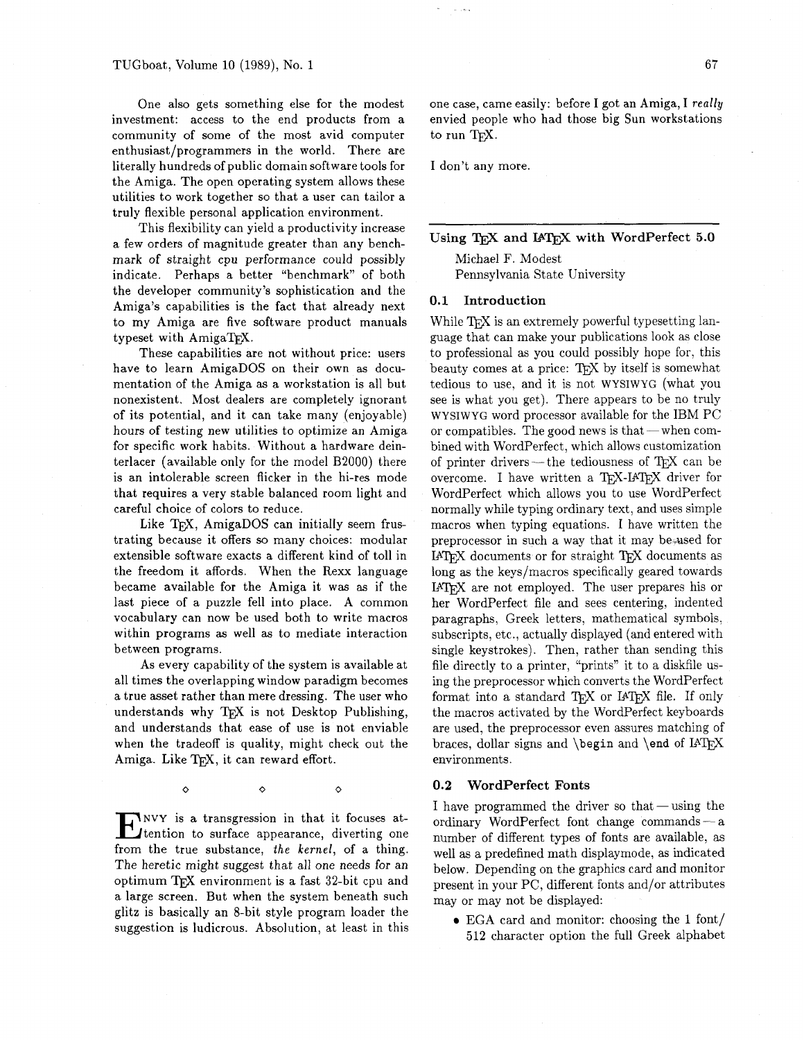One also gets something else for the modest investment: access to the end products from a community of some of the most avid computer enthusiast/programmers in the world. There are literally hundreds of public domain software tools for the Amiga. The open operating system allows these utilities to work together so that a user can tailor a truly flexible personal application environment.

This flexibility can yield a productivity increase a few orders of magnitude greater than any benchmark of straight cpu performance could possibly indicate. Perhaps a better "benchmark" of both the developer community's sophistication and the Amiga's capabilities is the fact that already next to my Amiga are five software product manuals typeset with AmigaTeX.

These capabilities are not without price: users have to learn AmigaDOS on their own as documentation of the Amiga as a workstation is all but nonexistent. Most dealers are completely ignorant of its potential, and it can take many (enjoyable) hours of testing new utilities to optimize an Amiga for specific work habits. Without a hardware deinterlacer (available only for the model B2000) there is an intolerable screen flicker in the hi-res mode that requires a very stable balanced room light and careful choice of colors to reduce.

Like TeX, AmigaDOS can initially seem frustrating because it offers so many choices: modular extensible software exacts a different kind of toll in the freedom it affords. When the Rexx language became available for the Amiga it was as if the last piece of a puzzle fell into place. A common vocabulary can now be used both to write macros within programs as well as to mediate interaction between programs.

As every capability of the system is available at all times the overlapping window paradigm becomes a true asset rather than mere dressing. The user who understands why TeX is not Desktop Publishing, and understands that ease of use is not enviable when the tradeoff is quality, might check out the Amiga. Like TeX, it can reward effort.

◇ ◇ ◇

ENVY is a transgression in that it focuses attention to surface appearance, diverting one from the true substance, *the kernel*, of a thing. The heretic might suggest that all one needs for an optimum TeX environment is a fast 32-bit cpu and a large screen. But when the system beneath such glitz is basically an 8-bit style program loader the suggestion is ludicrous. Absolution, at least in this one case, came easily: before I got an Amiga, I *really* envied people who had those big Sun workstations to run TeX.

I don't any more.

## Using TeX and LaTeX with WordPerfect 5.0

Michael F. Modest
Pennsylvania State University

### 0.1 Introduction

While TeX is an extremely powerful typesetting language that can make your publications look as close to professional as you could possibly hope for, this beauty comes at a price: TeX by itself is somewhat tedious to use, and it is not WYSIWYG (what you see is what you get). There appears to be no truly WYSIWYG word processor available for the IBM PC or compatibles. The good news is that — when combined with WordPerfect, which allows customization of printer drivers — the tediousness of TeX can be overcome. I have written a TeX-LaTeX driver for WordPerfect which allows you to use WordPerfect normally while typing ordinary text, and uses simple macros when typing equations. I have written the preprocessor in such a way that it may be used for LaTeX documents or for straight TeX documents as long as the keys/macros specifically geared towards LaTeX are not employed. The user prepares his or her WordPerfect file and sees centering, indented paragraphs, Greek letters, mathematical symbols, subscripts, etc., actually displayed (and entered with single keystrokes). Then, rather than sending this file directly to a printer, "prints" it to a diskfile using the preprocessor which converts the WordPerfect format into a standard TeX or LaTeX file. If only the macros activated by the WordPerfect keyboards are used, the preprocessor even assures matching of braces, dollar signs and `\begin` and `\end` of LaTeX environments.

### 0.2 WordPerfect Fonts

I have programmed the driver so that — using the ordinary WordPerfect font change commands — a number of different types of fonts are available, as well as a predefined math displaymode, as indicated below. Depending on the graphics card and monitor present in your PC, different fonts and/or attributes may or may not be displayed:

- EGA card and monitor: choosing the 1 font/ 512 character option the full Greek alphabet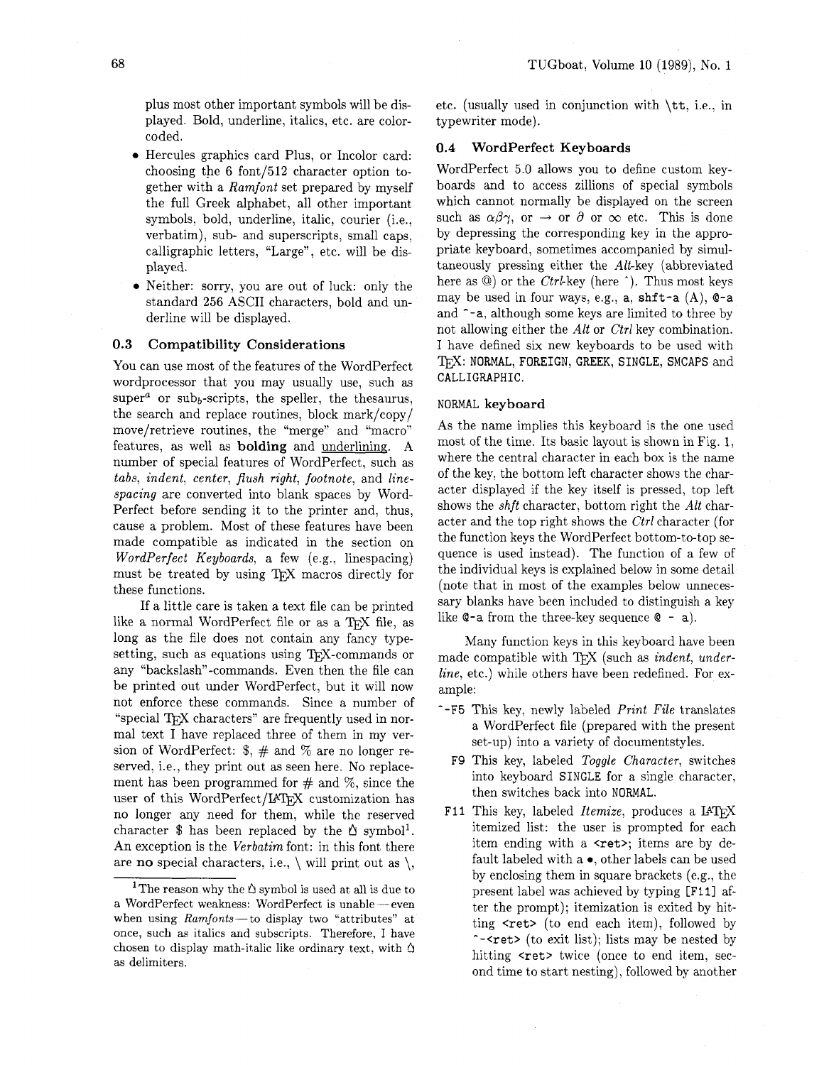plus most other important symbols will be displayed. Bold, underline, italics, etc. are color-coded.

- Hercules graphics card Plus, or Incolor card: choosing the 6 font/512 character option together with a *Ramfont* set prepared by myself the full Greek alphabet, all other important symbols, bold, underline, italic, courier (i.e., verbatim), sub- and superscripts, small caps, calligraphic letters, "Large", etc. will be displayed.
- Neither: sorry, you are out of luck: only the standard 256 ASCII characters, bold and underline will be displayed.

### 0.3 Compatibility Considerations

You can use most of the features of the WordPerfect wordprocessor that you may usually use, such as super$^a$ or sub$_b$-scripts, the speller, the thesaurus, the search and replace routines, block mark/copy/move/retrieve routines, the "merge" and "macro" features, as well as **bolding** and underlining. A number of special features of WordPerfect, such as *tabs*, *indent*, *center*, *flush right*, *footnote*, and *line-spacing* are converted into blank spaces by WordPerfect before sending it to the printer and, thus, cause a problem. Most of these features have been made compatible as indicated in the section on *WordPerfect Keyboards*, a few (e.g., linespacing) must be treated by using TeX macros directly for these functions.

If a little care is taken a text file can be printed like a normal WordPerfect file or as a TeX file, as long as the file does not contain any fancy typesetting, such as equations using TeX-commands or any "backslash"-commands. Even then the file can be printed out under WordPerfect, but it will now not enforce these commands. Since a number of "special TeX characters" are frequently used in normal text I have replaced three of them in my version of WordPerfect: $, # and % are no longer reserved, i.e., they print out as seen here. No replacement has been programmed for # and %, since the user of this WordPerfect/LaTeX customization has no longer any need for them, while the reserved character $ has been replaced by the ₿ symbol[1]. An exception is the *Verbatim* font: in this font there are **no** special characters, i.e., \ will print out as \, etc. (usually used in conjunction with `\tt`, i.e., in typewriter mode).

[1] The reason why the ₿ symbol is used at all is due to a WordPerfect weakness: WordPerfect is unable — even when using *Ramfonts* — to display two "attributes" at once, such as italics and subscripts. Therefore, I have chosen to display math-italic like ordinary text, with ₿ as delimiters.

### 0.4 WordPerfect Keyboards

WordPerfect 5.0 allows you to define custom keyboards and to access zillions of special symbols which cannot normally be displayed on the screen such as $\alpha\beta\gamma$, or $\rightarrow$ or $\partial$ or $\infty$ etc. This is done by depressing the corresponding key in the appropriate keyboard, sometimes accompanied by simultaneously pressing either the *Alt*-key (abbreviated here as @) or the *Ctrl*-key (here ^). Thus most keys may be used in four ways, e.g., `a`, `shft-a` (A), `@-a` and `^-a`, although some keys are limited to three by not allowing either the *Alt* or *Ctrl* key combination. I have defined six new keyboards to be used with TeX: `NORMAL`, `FOREIGN`, `GREEK`, `SINGLE`, `SMCAPS` and `CALLIGRAPHIC`.

#### `NORMAL` keyboard

As the name implies this keyboard is the one used most of the time. Its basic layout is shown in Fig. 1, where the central character in each box is the name of the key, the bottom left character shows the character displayed if the key itself is pressed, top left shows the *shft* character, bottom right the *Alt* character and the top right shows the *Ctrl* character (for the function keys the WordPerfect bottom-to-top sequence is used instead). The function of a few of the individual keys is explained below in some detail (note that in most of the examples below unnecessary blanks have been included to distinguish a key like `@-a` from the three-key sequence `@ - a`).

Many function keys in this keyboard have been made compatible with TeX (such as *indent*, *underline*, etc.) while others have been redefined. For example:

- `^-F5` This key, newly labeled *Print File* translates a WordPerfect file (prepared with the present set-up) into a variety of documentstyles.
- `F9` This key, labeled *Toggle Character*, switches into keyboard `SINGLE` for a single character, then switches back into `NORMAL`.
- `F11` This key, labeled *Itemize*, produces a LaTeX itemized list: the user is prompted for each item ending with a `<ret>`; items are by default labeled with a •, other labels can be used by enclosing them in square brackets (e.g., the present label was achieved by typing `[F11]` after the prompt); itemization is exited by hitting `<ret>` (to end each item), followed by `^-<ret>` (to exit list); lists may be nested by hitting `<ret>` twice (once to end item, second time to start nesting), followed by another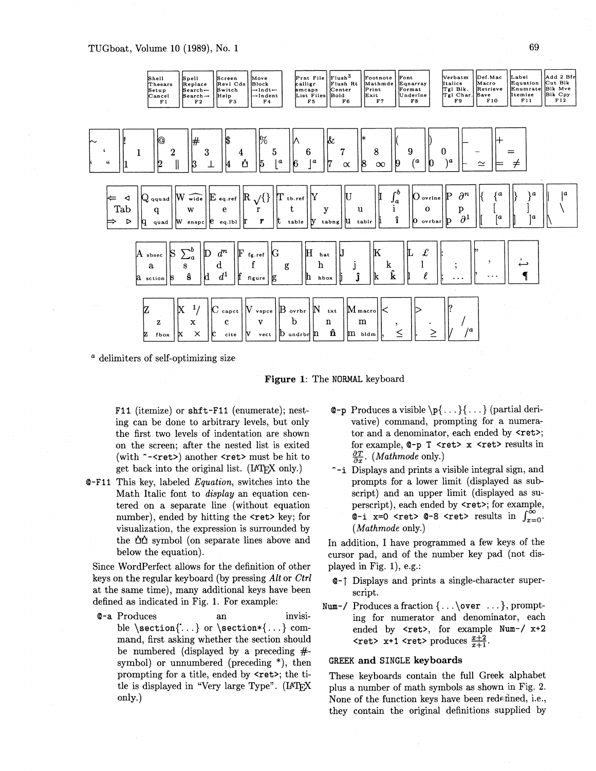F11 (itemize) or shft-F11 (enumerate); nesting can be done to arbitrary levels, but only the first two levels of indentation are shown on the screen; after the nested list is exited (with ^-<ret>) another <ret> must be hit to get back into the original list. (LaTeX only.)

@-F11 This key, labeled *Equation*, switches into the Math Italic font to *display* an equation centered on a separate line (without equation number), ended by hitting the <ret> key; for visualization, the expression is surrounded by the ⌂⌂ symbol (on separate lines above and below the equation).

Since WordPerfect allows for the definition of other keys on the regular keyboard (by pressing *Alt* or *Ctrl* at the same time), many additional keys have been defined as indicated in Fig. 1. For example:

@-a Produces an invisible \section{...} or \section*{...} command, first asking whether the section should be numbered (displayed by a preceding #-symbol) or unnumbered (preceding *), then prompting for a title, ended by <ret>; the title is displayed in "Very large Type". (LaTeX only.)

@-p Produces a visible \p{...}{...} (partial derivative) command, prompting for a numerator and a denominator, each ended by <ret>; for example, @-p T <ret> x <ret> results in $\frac{\partial T}{\partial x}$. (*Mathmode* only.)

^-i Displays and prints a visible integral sign, and prompts for a lower limit (displayed as subscript) and an upper limit (displayed as superscript), each ended by <ret>; for example, @-i x=0 <ret> @-8 <ret> results in $\int_{x=0}^{\infty}$. (*Mathmode* only.)

In addition, I have programmed a few keys of the cursor pad, and of the number key pad (not displayed in Fig. 1), e.g.:

@-↑ Displays and prints a single-character superscript.

Num-/ Produces a fraction {...\over ...}, prompting for numerator and denominator, each ended by <ret>, for example Num-/ x+2 <ret> x+1 <ret> produces $\frac{x+2}{x+1}$.

### GREEK and SINGLE keyboards

These keyboards contain the full Greek alphabet plus a number of math symbols as shown in Fig. 2. None of the function keys have been redefined, i.e., they contain the original definitions supplied by

[a] delimiters of self-optimizing size

**Figure 1**: The NORMAL keyboard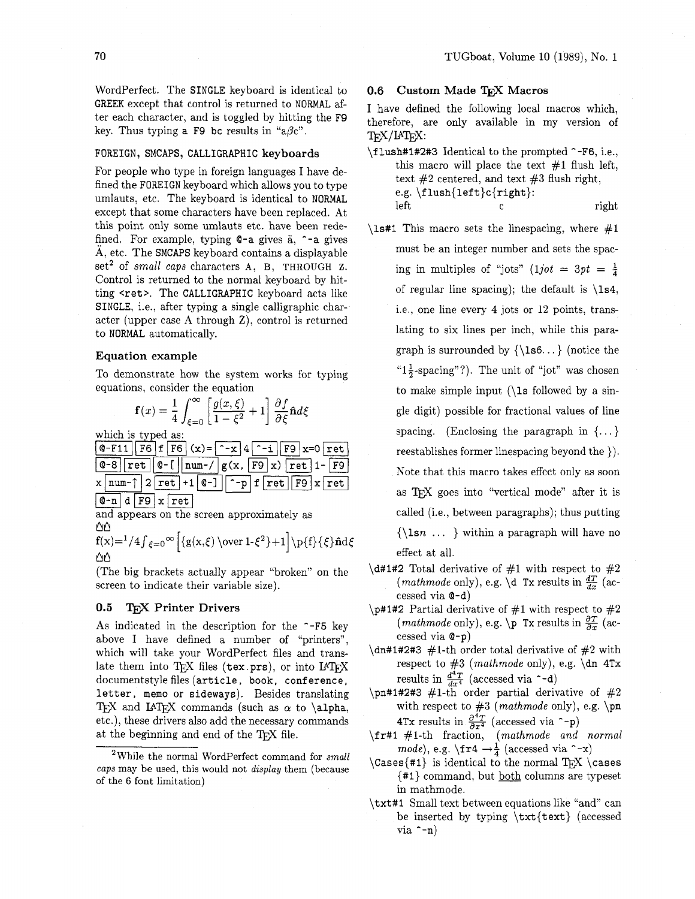WordPerfect. The `SINGLE` keyboard is identical to `GREEK` except that control is returned to `NORMAL` after each character, and is toggled by hitting the `F9` key. Thus typing `a F9 bc` results in "a$\beta$c".

### FOREIGN, SMCAPS, CALLIGRAPHIC keyboards

For people who type in foreign languages I have defined the `FOREIGN` keyboard which allows you to type umlauts, etc. The keyboard is identical to `NORMAL` except that some characters have been replaced. At this point only some umlauts etc. have been redefined. For example, typing `@-a` gives ä, `^-a` gives Ä, etc. The `SMCAPS` keyboard contains a displayable set[2] of *small caps* characters A, B, THROUGH Z. Control is returned to the normal keyboard by hitting `<ret>`. The `CALLIGRAPHIC` keyboard acts like `SINGLE`, i.e., after typing a single calligraphic character (upper case A through Z), control is returned to `NORMAL` automatically.

### Equation example

To demonstrate how the system works for typing equations, consider the equation

$$\mathbf{f}(x) = \frac{1}{4}\int_{\xi=0}^{\infty}\left[\frac{g(x,\xi)}{1-\xi^2}+1\right]\frac{\partial f}{\partial \xi}\hat{\mathbf{n}}d\xi$$

which is typed as:

`[@-F11] [F6] f [F6] (x)= [^-x] 4 [^-i] [F9] x=0 [ret] [@-8] [ret] [@-[] [num-/] g(x, [F9] x) [ret] 1- [F9] x [num-↑] 2 [ret] +1 [@-]] [^-p] f [ret] [F9] x [ret] [@-n] d [F9] x [ret]`

and appears on the screen approximately as

ΩΩ
f(x)=$^1$/4$\int_{\xi=0}$$^\infty$ [{g(x,$\xi$) \over 1-$\xi^2$}+1] \p{f}{$\xi$}n̂d$\xi$
ΩΩ

(The big brackets actually appear "broken" on the screen to indicate their variable size).

## 0.5 TeX Printer Drivers

As indicated in the description for the `^-F5` key above I have defined a number of "printers", which will take your WordPerfect files and translate them into TeX files (`tex.prs`), or into LaTeX documentstyle files (`article`, `book`, `conference`, `letter`, `memo` or `sideways`). Besides translating TeX and LaTeX commands (such as $\alpha$ to `\alpha`, etc.), these drivers also add the necessary commands at the beginning and end of the TeX file.

[2] While the normal WordPerfect command for *small caps* may be used, this would not *display* them (because of the 6 font limitation)

## 0.6 Custom Made TeX Macros

I have defined the following local macros which, therefore, are only available in my version of TeX/LaTeX:

`\flush#1#2#3` Identical to the prompted `^-F6`, i.e., this macro will place the text #1 flush left, text #2 centered, and text #3 flush right, e.g. `\flush{left}c{right}`:
left c right

`\ls#1` This macro sets the linespacing, where #1 must be an integer number and sets the spacing in multiples of "jots" ($1jot = 3pt = \frac{1}{4}$ of regular line spacing); the default is `\ls4`, i.e., one line every 4 jots or 12 points, translating to six lines per inch, while this paragraph is surrounded by `{\ls6...}` (notice the "$1\frac{1}{2}$-spacing"?). The unit of "jot" was chosen to make simple input (`\ls` followed by a single digit) possible for fractional values of line spacing. (Enclosing the paragraph in `{...}` reestablishes former linespacing beyond the `}`). Note that this macro takes effect only as soon as TeX goes into "vertical mode" after it is called (i.e., between paragraphs); thus putting `{\ls`*n* `...}` within a paragraph will have no effect at all.

`\d#1#2` Total derivative of #1 with respect to #2 (*mathmode* only), e.g. `\d Tx` results in $\frac{dT}{dx}$ (accessed via `@-d`)

`\p#1#2` Partial derivative of #1 with respect to #2 (*mathmode* only), e.g. `\p Tx` results in $\frac{\partial T}{\partial x}$ (accessed via `@-p`)

`\dn#1#2#3` #1-th order total derivative of #2 with respect to #3 (*mathmode* only), e.g. `\dn 4Tx` results in $\frac{d^4T}{dx^4}$ (accessed via `^-d`)

`\pn#1#2#3` #1-th order partial derivative of #2 with respect to #3 (*mathmode* only), e.g. `\pn 4Tx` results in $\frac{\partial^4T}{\partial x^4}$ (accessed via `^-p`)

`\fr#1` #1-th fraction, (*mathmode and normal mode*), e.g. `\fr4` $\to\frac{1}{4}$ (accessed via `^-x`)

`\Cases{#1}` is identical to the normal TeX `\cases {#1}` command, but both columns are typeset in mathmode.

`\txt#1` Small text between equations like "and" can be inserted by typing `\txt{text}` (accessed via `^-n`)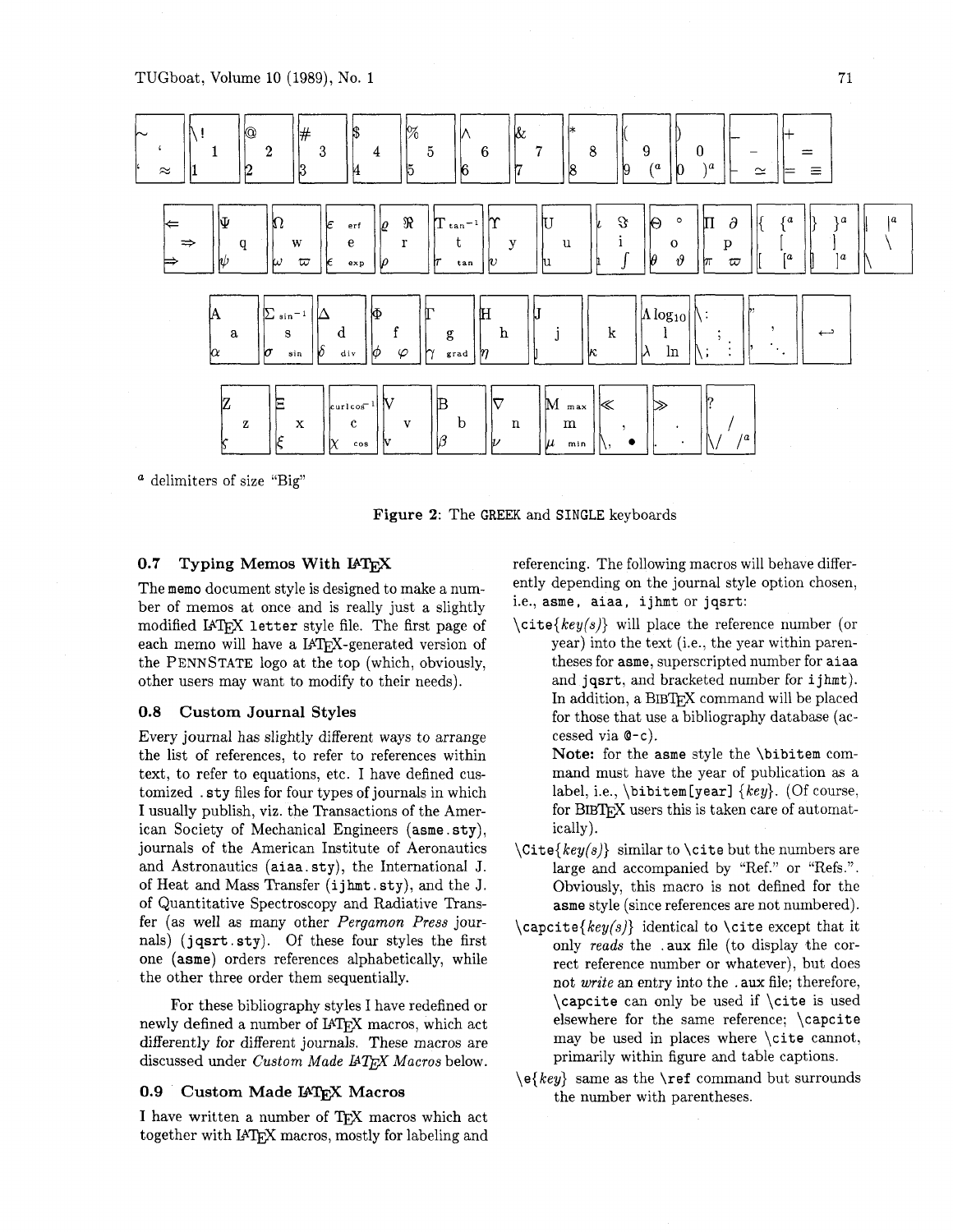| | | | | | | | | | | | | |
|---|---|---|---|---|---|---|---|---|---|---|---|---|
| ~ ' ≈ | \! 1 1 | @ 2 2 | # 3 3 | $ 4 4 | % 5 5 | ∧ 6 6 | & 7 7 | * 8 8 | ( 9 9 ($^a$ | ) 0 0 )$^a$ | – − ≃ | + = = ≡ |

| | | | | | | | | | | | | | |
|---|---|---|---|---|---|---|---|---|---|---|---|---|---|
| ⇐ ⇒ ⇛ | Ψ q ψ | Ω w ω ϖ | ε erf e ϵ exp | ϱ ℜ r ρ | T tan$^{-1}$ t τ tan | Υ y υ | U u u | ι ℑ i ı ∫ | Θ ° o θ ϑ | Π ∂ p π ϖ | { {$^a$ [ [$^a$ | } }$^a$ ] ]$^a$ | ‖ \|$^a$ \ \ |

| | | | | | | | | | | | |
|---|---|---|---|---|---|---|---|---|---|---|---|
| A a α | Σ sin$^{-1}$ s σ sin | Δ d δ div | Φ f ϕ φ | Γ g γ grad | H h η | J j ȷ | k κ | Λ log$_{10}$ l λ ln | \: ; \; : | " ' ' .. | ↵ |

| | | | | | | | | | |
|---|---|---|---|---|---|---|---|---|---|
| Z z ζ | Ξ x ξ | curl cos$^{-1}$ c χ cos | V v v | B b β | ∇ n ν | M max m μ min | ≪ , \, • | ≫ . . · | ? / \/ /$^a$ |

$^a$ delimiters of size "Big"

**Figure 2**: The GREEK and SINGLE keyboards

### 0.7 Typing Memos With LaTeX

The memo document style is designed to make a number of memos at once and is really just a slightly modified LaTeX letter style file. The first page of each memo will have a LaTeX-generated version of the PENNSTATE logo at the top (which, obviously, other users may want to modify to their needs).

### 0.8 Custom Journal Styles

Every journal has slightly different ways to arrange the list of references, to refer to references within text, to refer to equations, etc. I have defined customized .sty files for four types of journals in which I usually publish, viz. the Transactions of the American Society of Mechanical Engineers (asme.sty), journals of the American Institute of Aeronautics and Astronautics (aiaa.sty), the International J. of Heat and Mass Transfer (ijhmt.sty), and the J. of Quantitative Spectroscopy and Radiative Transfer (as well as many other *Pergamon Press* journals) (jqsrt.sty). Of these four styles the first one (asme) orders references alphabetically, while the other three order them sequentially.

For these bibliography styles I have redefined or newly defined a number of LaTeX macros, which act differently for different journals. These macros are discussed under *Custom Made LaTeX Macros* below.

### 0.9 Custom Made LaTeX Macros

I have written a number of TeX macros which act together with LaTeX macros, mostly for labeling and referencing. The following macros will behave differently depending on the journal style option chosen, i.e., asme, aiaa, ijhmt or jqsrt:

\cite{*key(s)*} will place the reference number (or year) into the text (i.e., the year within parentheses for asme, superscripted number for aiaa and jqsrt, and bracketed number for ijhmt). In addition, a BibTeX command will be placed for those that use a bibliography database (accessed via @-c).

**Note:** for the asme style the \bibitem command must have the year of publication as a label, i.e., \bibitem[year] {*key*}. (Of course, for BibTeX users this is taken care of automatically).

\Cite{*key(s)*} similar to \cite but the numbers are large and accompanied by "Ref." or "Refs.". Obviously, this macro is not defined for the asme style (since references are not numbered).

\capcite{*key(s)*} identical to \cite except that it only *reads* the .aux file (to display the correct reference number or whatever), but does not *write* an entry into the .aux file; therefore, \capcite can only be used if \cite is used elsewhere for the same reference; \capcite may be used in places where \cite cannot, primarily within figure and table captions.

\e{*key*} same as the \ref command but surrounds the number with parentheses.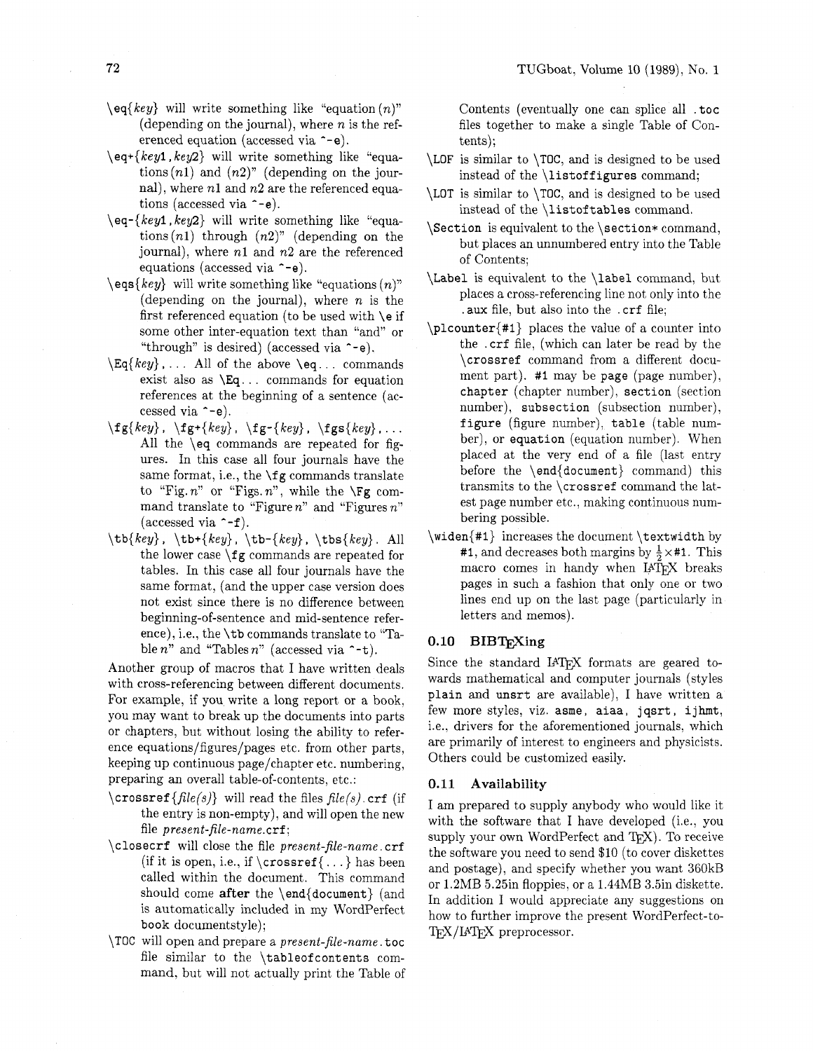`\eq{key}` will write something like "equation (*n*)" (depending on the journal), where *n* is the referenced equation (accessed via `^-e`).

`\eq+{key1,key2}` will write something like "equations (*n1*) and (*n2*)" (depending on the journal), where *n1* and *n2* are the referenced equations (accessed via `^-e`).

`\eq-{key1,key2}` will write something like "equations (*n1*) through (*n2*)" (depending on the journal), where *n1* and *n2* are the referenced equations (accessed via `^-e`).

`\eqs{key}` will write something like "equations (*n*)" (depending on the journal), where *n* is the first referenced equation (to be used with `\e` if some other inter-equation text than "and" or "through" is desired) (accessed via `^-e`).

`\Eq{key}`, ... All of the above `\eq`... commands exist also as `\Eq`... commands for equation references at the beginning of a sentence (accessed via `^-e`).

`\fg{key}`, `\fg+{key}`, `\fg-{key}`, `\fgs{key}`, ... All the `\eq` commands are repeated for figures. In this case all four journals have the same format, i.e., the `\fg` commands translate to "Fig. *n*" or "Figs. *n*", while the `\Fg` command translate to "Figure *n*" and "Figures *n*" (accessed via `^-f`).

`\tb{key}`, `\tb+{key}`, `\tb-{key}`, `\tbs{key}`. All the lower case `\fg` commands are repeated for tables. In this case all four journals have the same format, (and the upper case version does not exist since there is no difference between beginning-of-sentence and mid-sentence reference), i.e., the `\tb` commands translate to "Table *n*" and "Tables *n*" (accessed via `^-t`).

Another group of macros that I have written deals with cross-referencing between different documents. For example, if you write a long report or a book, you may want to break up the documents into parts or chapters, but without losing the ability to reference equations/figures/pages etc. from other parts, keeping up continuous page/chapter etc. numbering, preparing an overall table-of-contents, etc.:

`\crossref{file(s)}` will read the files *file(s)*`.crf` (if the entry is non-empty), and will open the new file *present-file-name*`.crf`;

`\closecrf` will close the file *present-file-name*`.crf` (if it is open, i.e., if `\crossref{...}` has been called within the document. This command should come **after** the `\end{document}` (and is automatically included in my WordPerfect `book` documentstyle);

`\TOC` will open and prepare a *present-file-name*`.toc` file similar to the `\tableofcontents` command, but will not actually print the Table of Contents (eventually one can splice all `.toc` files together to make a single Table of Contents);

`\LOF` is similar to `\TOC`, and is designed to be used instead of the `\listoffigures` command;

`\LOT` is similar to `\TOC`, and is designed to be used instead of the `\listoftables` command.

`\Section` is equivalent to the `\section*` command, but places an unnumbered entry into the Table of Contents;

`\Label` is equivalent to the `\label` command, but places a cross-referencing line not only into the `.aux` file, but also into the `.crf` file;

`\plcounter{#1}` places the value of a counter into the `.crf` file, (which can later be read by the `\crossref` command from a different document part). `#1` may be `page` (page number), `chapter` (chapter number), `section` (section number), `subsection` (subsection number), `figure` (figure number), `table` (table number), or `equation` (equation number). When placed at the very end of a file (last entry before the `\end{document}` command) this transmits to the `\crossref` command the latest page number etc., making continuous numbering possible.

`\widen{#1}` increases the document `\textwidth` by `#1`, and decreases both margins by $\frac{1}{2}\times$`#1`. This macro comes in handy when LaTeX breaks pages in such a fashion that only one or two lines end up on the last page (particularly in letters and memos).

## 0.10 BIBTeXing

Since the standard LaTeX formats are geared towards mathematical and computer journals (styles `plain` and `unsrt` are available), I have written a few more styles, viz. `asme`, `aiaa`, `jqsrt`, `ijhmt`, i.e., drivers for the aforementioned journals, which are primarily of interest to engineers and physicists. Others could be customized easily.

## 0.11 Availability

I am prepared to supply anybody who would like it with the software that I have developed (i.e., you supply your own WordPerfect and TeX). To receive the software you need to send $10 (to cover diskettes and postage), and specify whether you want 360kB or 1.2MB 5.25in floppies, or a 1.44MB 3.5in diskette. In addition I would appreciate any suggestions on how to further improve the present WordPerfect-to-TeX/LaTeX preprocessor.